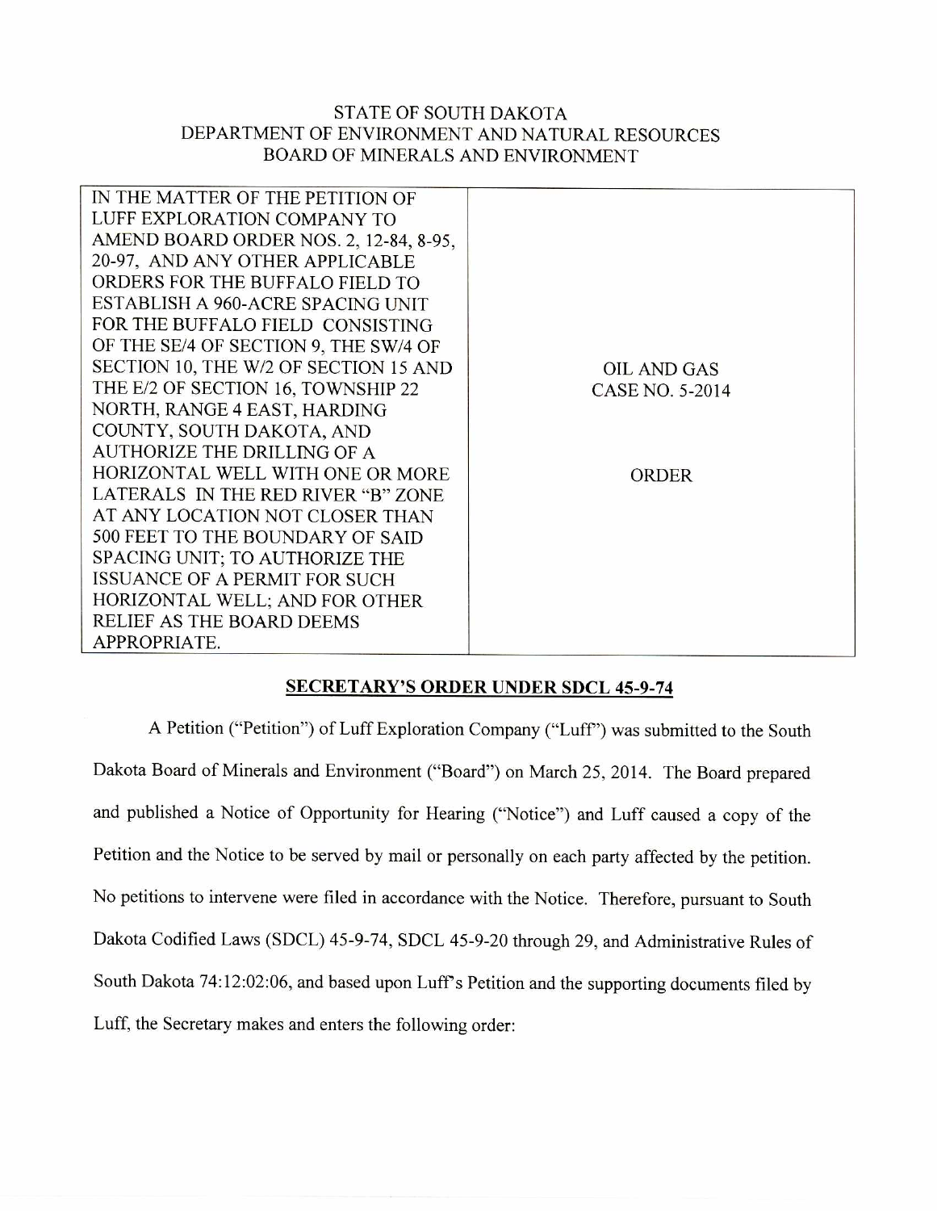STATE OF SOUTH DAKOTA
DEPARTMENT OF ENVIRONMENT AND NATURAL RESOURCES
BOARD OF MINERALS AND ENVIRONMENT

| IN THE MATTER OF THE PETITION OF LUFF EXPLORATION COMPANY TO AMEND BOARD ORDER NOS. 2, 12-84, 8-95, 20-97, AND ANY OTHER APPLICABLE ORDERS FOR THE BUFFALO FIELD TO ESTABLISH A 960-ACRE SPACING UNIT FOR THE BUFFALO FIELD CONSISTING OF THE SE/4 OF SECTION 9, THE SW/4 OF SECTION 10, THE W/2 OF SECTION 15 AND THE E/2 OF SECTION 16, TOWNSHIP 22 NORTH, RANGE 4 EAST, HARDING COUNTY, SOUTH DAKOTA, AND AUTHORIZE THE DRILLING OF A HORIZONTAL WELL WITH ONE OR MORE LATERALS IN THE RED RIVER "B" ZONE AT ANY LOCATION NOT CLOSER THAN 500 FEET TO THE BOUNDARY OF SAID SPACING UNIT; TO AUTHORIZE THE ISSUANCE OF A PERMIT FOR SUCH HORIZONTAL WELL; AND FOR OTHER RELIEF AS THE BOARD DEEMS APPROPRIATE. | OIL AND GAS CASE NO. 5-2014<br><br>ORDER |
|---|---|

## SECRETARY'S ORDER UNDER SDCL 45-9-74

A Petition ("Petition") of Luff Exploration Company ("Luff") was submitted to the South Dakota Board of Minerals and Environment ("Board") on March 25, 2014. The Board prepared and published a Notice of Opportunity for Hearing ("Notice") and Luff caused a copy of the Petition and the Notice to be served by mail or personally on each party affected by the petition. No petitions to intervene were filed in accordance with the Notice. Therefore, pursuant to South Dakota Codified Laws (SDCL) 45-9-74, SDCL 45-9-20 through 29, and Administrative Rules of South Dakota 74:12:02:06, and based upon Luff's Petition and the supporting documents filed by Luff, the Secretary makes and enters the following order: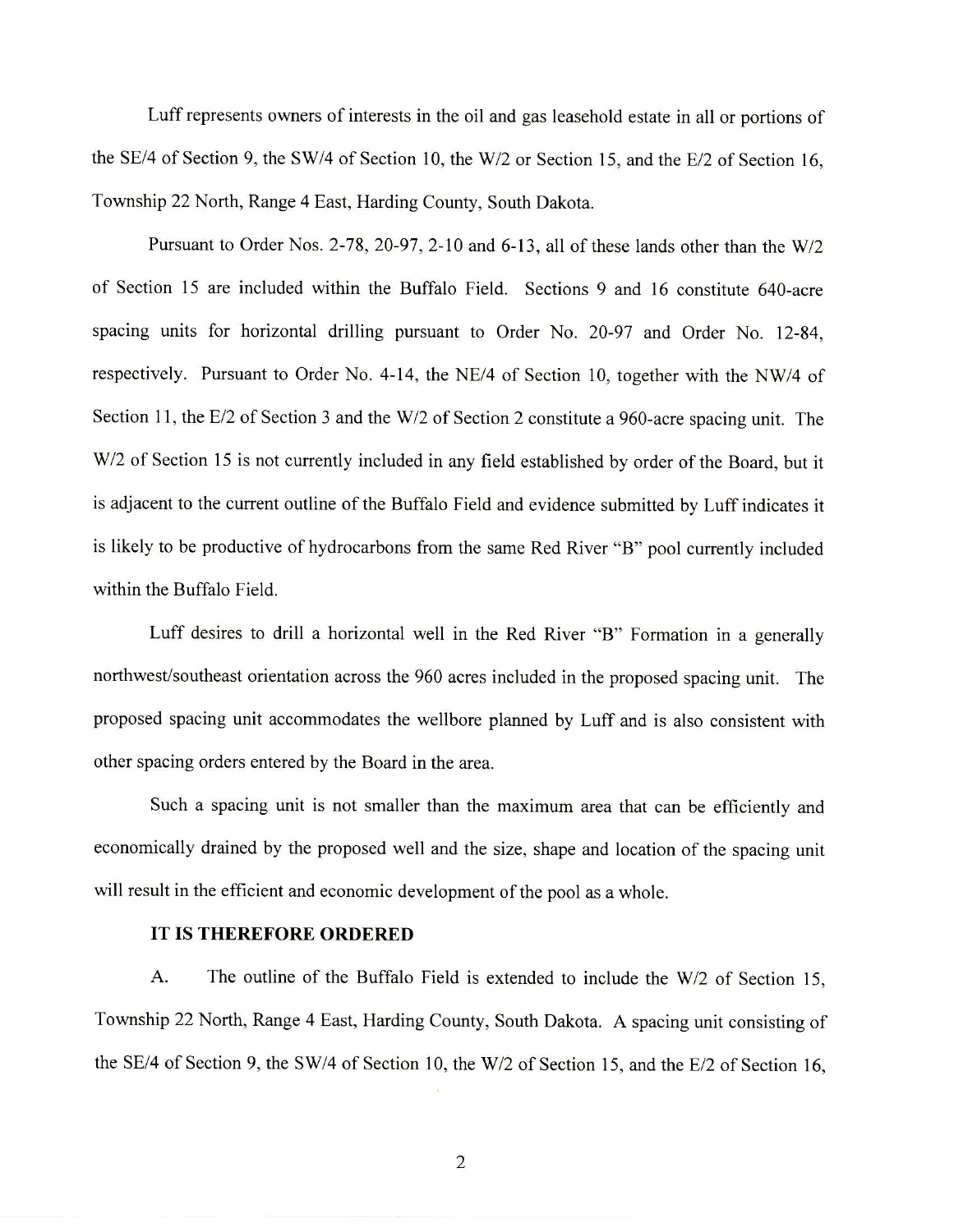Luff represents owners of interests in the oil and gas leasehold estate in all or portions of the SE/4 of Section 9, the SW/4 of Section 10, the W/2 or Section 15, and the E/2 of Section 16, Township 22 North, Range 4 East, Harding County, South Dakota.

Pursuant to Order Nos. 2-78, 20-97, 2-10 and 6-13, all of these lands other than the W/2 of Section 15 are included within the Buffalo Field. Sections 9 and 16 constitute 640-acre spacing units for horizontal drilling pursuant to Order No. 20-97 and Order No. 12-84, respectively. Pursuant to Order No. 4-14, the NE/4 of Section 10, together with the NW/4 of Section 11, the E/2 of Section 3 and the W/2 of Section 2 constitute a 960-acre spacing unit. The W/2 of Section 15 is not currently included in any field established by order of the Board, but it is adjacent to the current outline of the Buffalo Field and evidence submitted by Luff indicates it is likely to be productive of hydrocarbons from the same Red River "B" pool currently included within the Buffalo Field.

Luff desires to drill a horizontal well in the Red River "B" Formation in a generally northwest/southeast orientation across the 960 acres included in the proposed spacing unit. The proposed spacing unit accommodates the wellbore planned by Luff and is also consistent with other spacing orders entered by the Board in the area.

Such a spacing unit is not smaller than the maximum area that can be efficiently and economically drained by the proposed well and the size, shape and location of the spacing unit will result in the efficient and economic development of the pool as a whole.

**IT IS THEREFORE ORDERED**

A. The outline of the Buffalo Field is extended to include the W/2 of Section 15, Township 22 North, Range 4 East, Harding County, South Dakota. A spacing unit consisting of the SE/4 of Section 9, the SW/4 of Section 10, the W/2 of Section 15, and the E/2 of Section 16,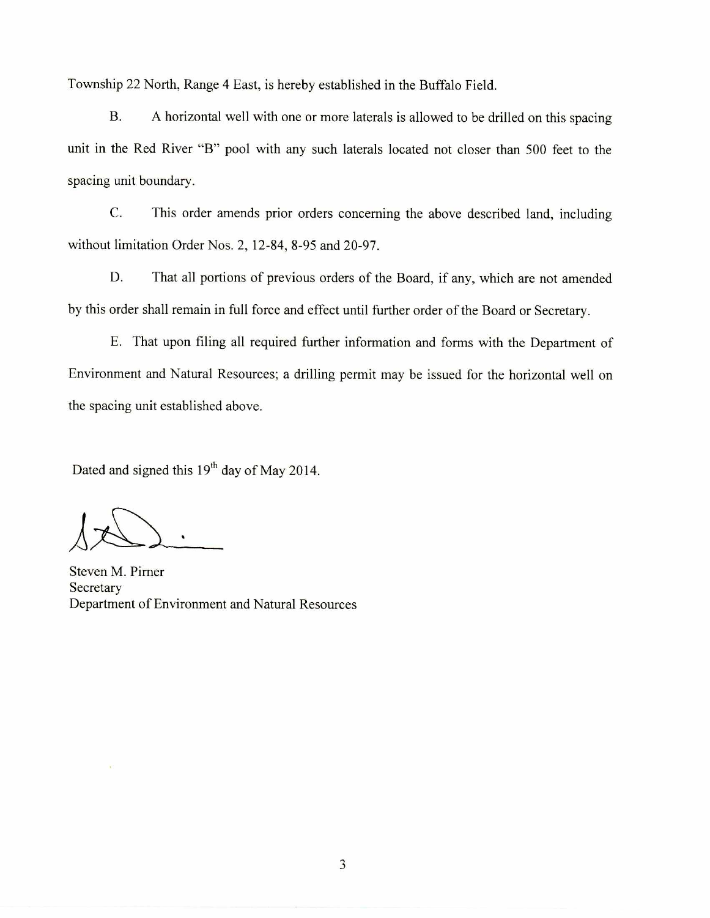Township 22 North, Range 4 East, is hereby established in the Buffalo Field.

B. A horizontal well with one or more laterals is allowed to be drilled on this spacing unit in the Red River "B" pool with any such laterals located not closer than 500 feet to the spacing unit boundary.

C. This order amends prior orders concerning the above described land, including without limitation Order Nos. 2, 12-84, 8-95 and 20-97.

D. That all portions of previous orders of the Board, if any, which are not amended by this order shall remain in full force and effect until further order of the Board or Secretary.

E. That upon filing all required further information and forms with the Department of Environment and Natural Resources; a drilling permit may be issued for the horizontal well on the spacing unit established above.

Dated and signed this 19th day of May 2014.

Steven M. Pirner
Secretary
Department of Environment and Natural Resources